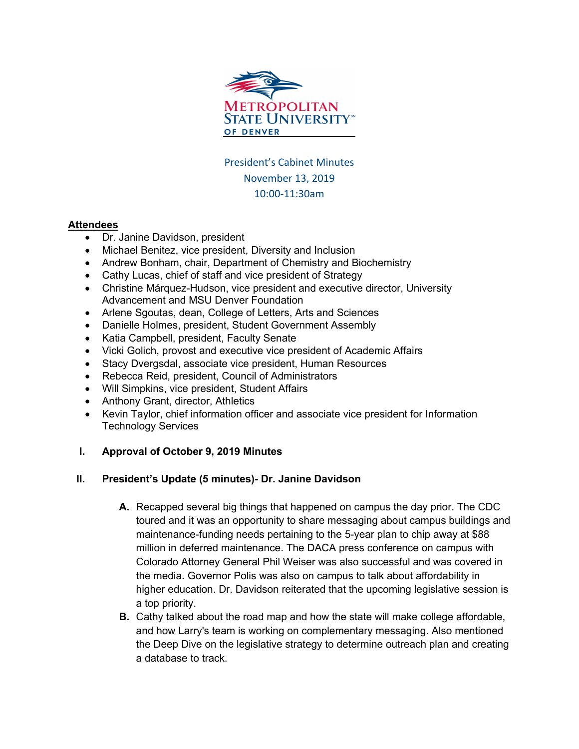President's Cabinet Minutes
November 13, 2019
10:00-11:30am

**Attendees**

- Dr. Janine Davidson, president
- Michael Benitez, vice president, Diversity and Inclusion
- Andrew Bonham, chair, Department of Chemistry and Biochemistry
- Cathy Lucas, chief of staff and vice president of Strategy
- Christine Márquez-Hudson, vice president and executive director, University Advancement and MSU Denver Foundation
- Arlene Sgoutas, dean, College of Letters, Arts and Sciences
- Danielle Holmes, president, Student Government Assembly
- Katia Campbell, president, Faculty Senate
- Vicki Golich, provost and executive vice president of Academic Affairs
- Stacy Dvergsdal, associate vice president, Human Resources
- Rebecca Reid, president, Council of Administrators
- Will Simpkins, vice president, Student Affairs
- Anthony Grant, director, Athletics
- Kevin Taylor, chief information officer and associate vice president for Information Technology Services

## I. Approval of October 9, 2019 Minutes

## II. President's Update (5 minutes)- Dr. Janine Davidson

A. Recapped several big things that happened on campus the day prior. The CDC toured and it was an opportunity to share messaging about campus buildings and maintenance-funding needs pertaining to the 5-year plan to chip away at $88 million in deferred maintenance. The DACA press conference on campus with Colorado Attorney General Phil Weiser was also successful and was covered in the media. Governor Polis was also on campus to talk about affordability in higher education. Dr. Davidson reiterated that the upcoming legislative session is a top priority.

B. Cathy talked about the road map and how the state will make college affordable, and how Larry's team is working on complementary messaging. Also mentioned the Deep Dive on the legislative strategy to determine outreach plan and creating a database to track.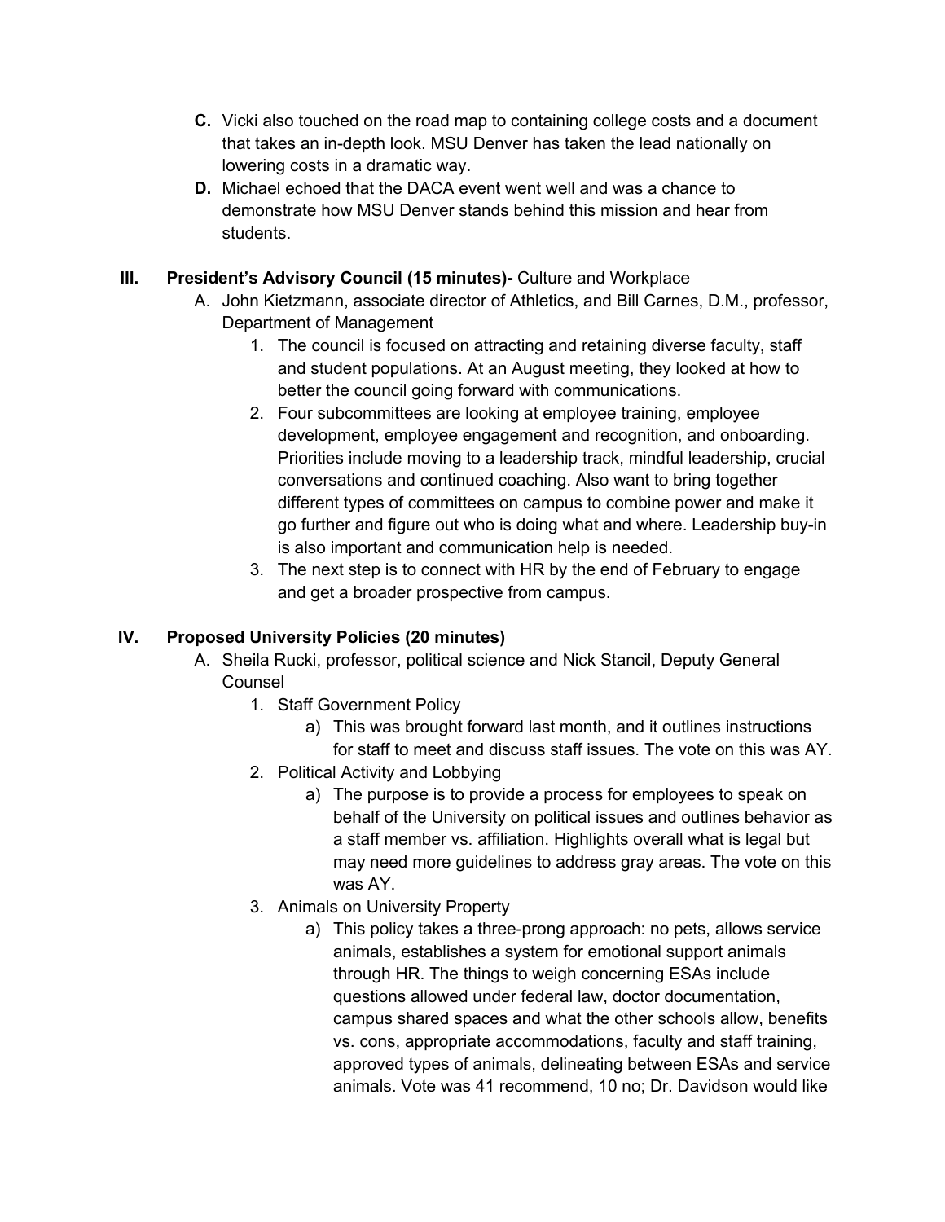C. Vicki also touched on the road map to containing college costs and a document that takes an in-depth look. MSU Denver has taken the lead nationally on lowering costs in a dramatic way.
D. Michael echoed that the DACA event went well and was a chance to demonstrate how MSU Denver stands behind this mission and hear from students.

## III. President's Advisory Council (15 minutes)- Culture and Workplace

A. John Kietzmann, associate director of Athletics, and Bill Carnes, D.M., professor, Department of Management
   1. The council is focused on attracting and retaining diverse faculty, staff and student populations. At an August meeting, they looked at how to better the council going forward with communications.
   2. Four subcommittees are looking at employee training, employee development, employee engagement and recognition, and onboarding. Priorities include moving to a leadership track, mindful leadership, crucial conversations and continued coaching. Also want to bring together different types of committees on campus to combine power and make it go further and figure out who is doing what and where. Leadership buy-in is also important and communication help is needed.
   3. The next step is to connect with HR by the end of February to engage and get a broader prospective from campus.

## IV. Proposed University Policies (20 minutes)

A. Sheila Rucki, professor, political science and Nick Stancil, Deputy General Counsel
   1. Staff Government Policy
      a) This was brought forward last month, and it outlines instructions for staff to meet and discuss staff issues. The vote on this was AY.
   2. Political Activity and Lobbying
      a) The purpose is to provide a process for employees to speak on behalf of the University on political issues and outlines behavior as a staff member vs. affiliation. Highlights overall what is legal but may need more guidelines to address gray areas. The vote on this was AY.
   3. Animals on University Property
      a) This policy takes a three-prong approach: no pets, allows service animals, establishes a system for emotional support animals through HR. The things to weigh concerning ESAs include questions allowed under federal law, doctor documentation, campus shared spaces and what the other schools allow, benefits vs. cons, appropriate accommodations, faculty and staff training, approved types of animals, delineating between ESAs and service animals. Vote was 41 recommend, 10 no; Dr. Davidson would like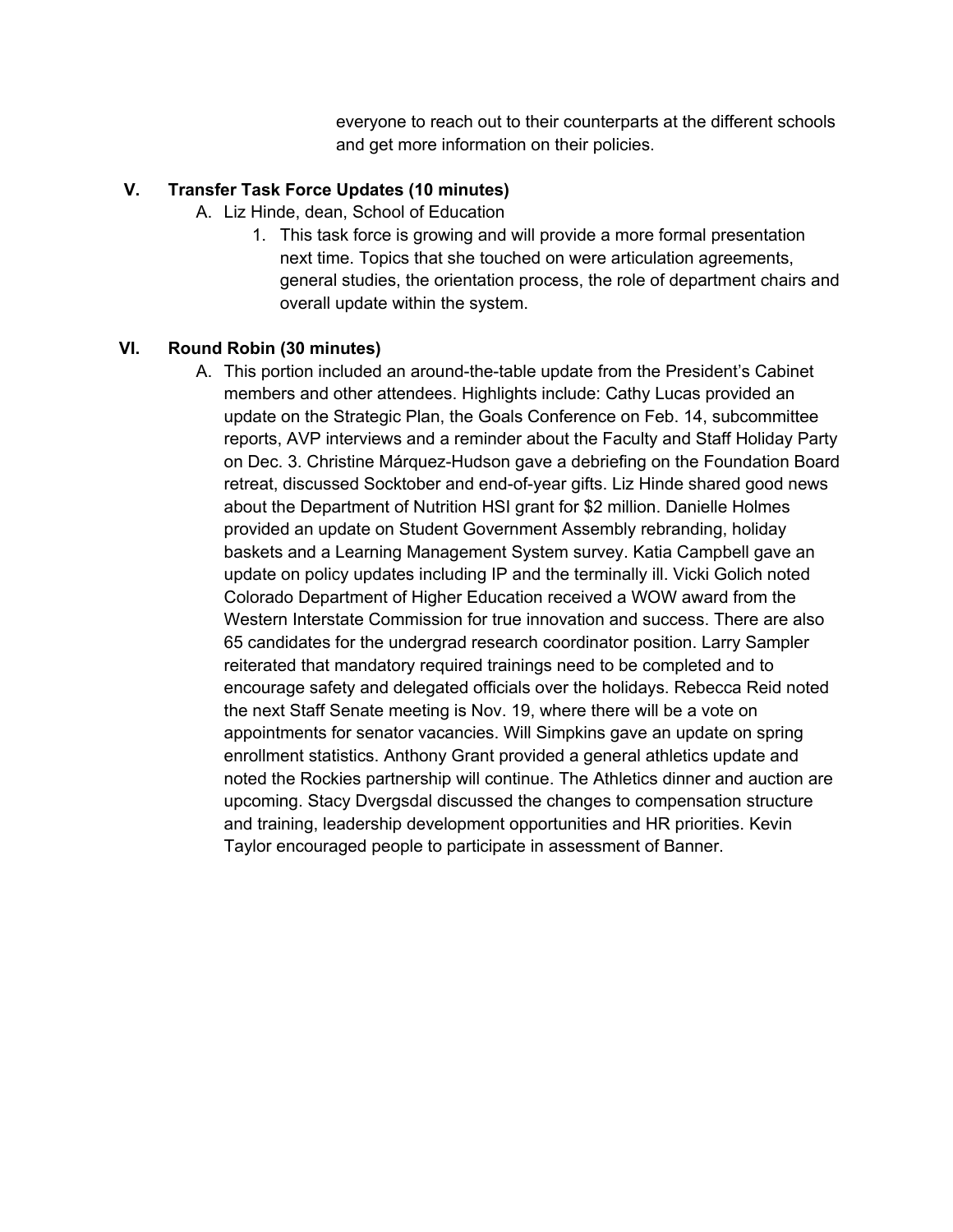everyone to reach out to their counterparts at the different schools and get more information on their policies.

V. **Transfer Task Force Updates (10 minutes)**

   A. Liz Hinde, dean, School of Education

      1. This task force is growing and will provide a more formal presentation next time. Topics that she touched on were articulation agreements, general studies, the orientation process, the role of department chairs and overall update within the system.

VI. **Round Robin (30 minutes)**

   A. This portion included an around-the-table update from the President's Cabinet members and other attendees. Highlights include: Cathy Lucas provided an update on the Strategic Plan, the Goals Conference on Feb. 14, subcommittee reports, AVP interviews and a reminder about the Faculty and Staff Holiday Party on Dec. 3. Christine Márquez-Hudson gave a debriefing on the Foundation Board retreat, discussed Socktober and end-of-year gifts. Liz Hinde shared good news about the Department of Nutrition HSI grant for $2 million. Danielle Holmes provided an update on Student Government Assembly rebranding, holiday baskets and a Learning Management System survey. Katia Campbell gave an update on policy updates including IP and the terminally ill. Vicki Golich noted Colorado Department of Higher Education received a WOW award from the Western Interstate Commission for true innovation and success. There are also 65 candidates for the undergrad research coordinator position. Larry Sampler reiterated that mandatory required trainings need to be completed and to encourage safety and delegated officials over the holidays. Rebecca Reid noted the next Staff Senate meeting is Nov. 19, where there will be a vote on appointments for senator vacancies. Will Simpkins gave an update on spring enrollment statistics. Anthony Grant provided a general athletics update and noted the Rockies partnership will continue. The Athletics dinner and auction are upcoming. Stacy Dvergsdal discussed the changes to compensation structure and training, leadership development opportunities and HR priorities. Kevin Taylor encouraged people to participate in assessment of Banner.